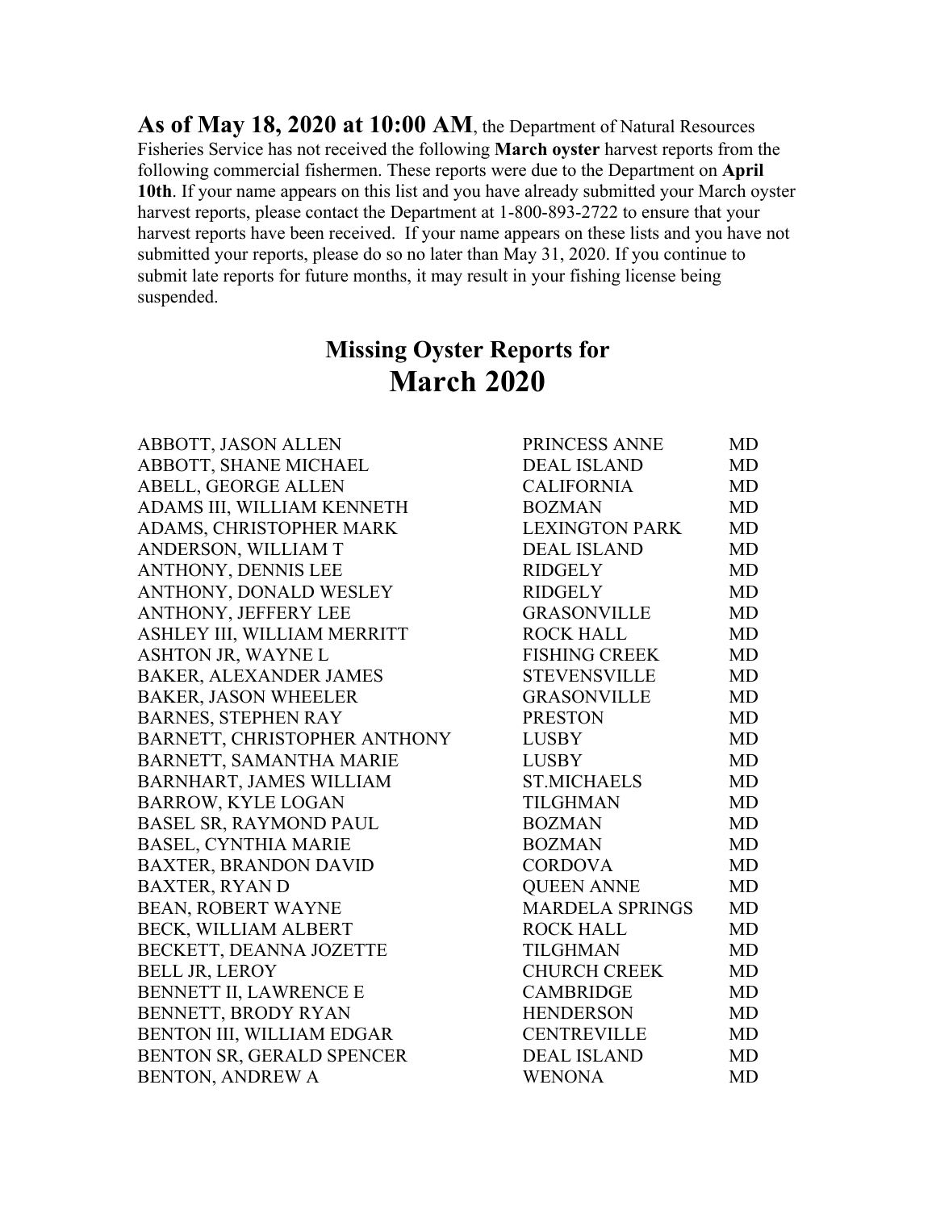**As of May 18, 2020 at 10:00 AM**, the Department of Natural Resources Fisheries Service has not received the following **March oyster** harvest reports from the following commercial fishermen. These reports were due to the Department on **April 10th**. If your name appears on this list and you have already submitted your March oyster harvest reports, please contact the Department at 1-800-893-2722 to ensure that your harvest reports have been received. If your name appears on these lists and you have not submitted your reports, please do so no later than May 31, 2020. If you continue to submit late reports for future months, it may result in your fishing license being suspended.

## Missing Oyster Reports for

# March 2020

| | | |
|---|---|---|
| ABBOTT, JASON ALLEN | PRINCESS ANNE | MD |
| ABBOTT, SHANE MICHAEL | DEAL ISLAND | MD |
| ABELL, GEORGE ALLEN | CALIFORNIA | MD |
| ADAMS III, WILLIAM KENNETH | BOZMAN | MD |
| ADAMS, CHRISTOPHER MARK | LEXINGTON PARK | MD |
| ANDERSON, WILLIAM T | DEAL ISLAND | MD |
| ANTHONY, DENNIS LEE | RIDGELY | MD |
| ANTHONY, DONALD WESLEY | RIDGELY | MD |
| ANTHONY, JEFFERY LEE | GRASONVILLE | MD |
| ASHLEY III, WILLIAM MERRITT | ROCK HALL | MD |
| ASHTON JR, WAYNE L | FISHING CREEK | MD |
| BAKER, ALEXANDER JAMES | STEVENSVILLE | MD |
| BAKER, JASON WHEELER | GRASONVILLE | MD |
| BARNES, STEPHEN RAY | PRESTON | MD |
| BARNETT, CHRISTOPHER ANTHONY | LUSBY | MD |
| BARNETT, SAMANTHA MARIE | LUSBY | MD |
| BARNHART, JAMES WILLIAM | ST.MICHAELS | MD |
| BARROW, KYLE LOGAN | TILGHMAN | MD |
| BASEL SR, RAYMOND PAUL | BOZMAN | MD |
| BASEL, CYNTHIA MARIE | BOZMAN | MD |
| BAXTER, BRANDON DAVID | CORDOVA | MD |
| BAXTER, RYAN D | QUEEN ANNE | MD |
| BEAN, ROBERT WAYNE | MARDELA SPRINGS | MD |
| BECK, WILLIAM ALBERT | ROCK HALL | MD |
| BECKETT, DEANNA JOZETTE | TILGHMAN | MD |
| BELL JR, LEROY | CHURCH CREEK | MD |
| BENNETT II, LAWRENCE E | CAMBRIDGE | MD |
| BENNETT, BRODY RYAN | HENDERSON | MD |
| BENTON III, WILLIAM EDGAR | CENTREVILLE | MD |
| BENTON SR, GERALD SPENCER | DEAL ISLAND | MD |
| BENTON, ANDREW A | WENONA | MD |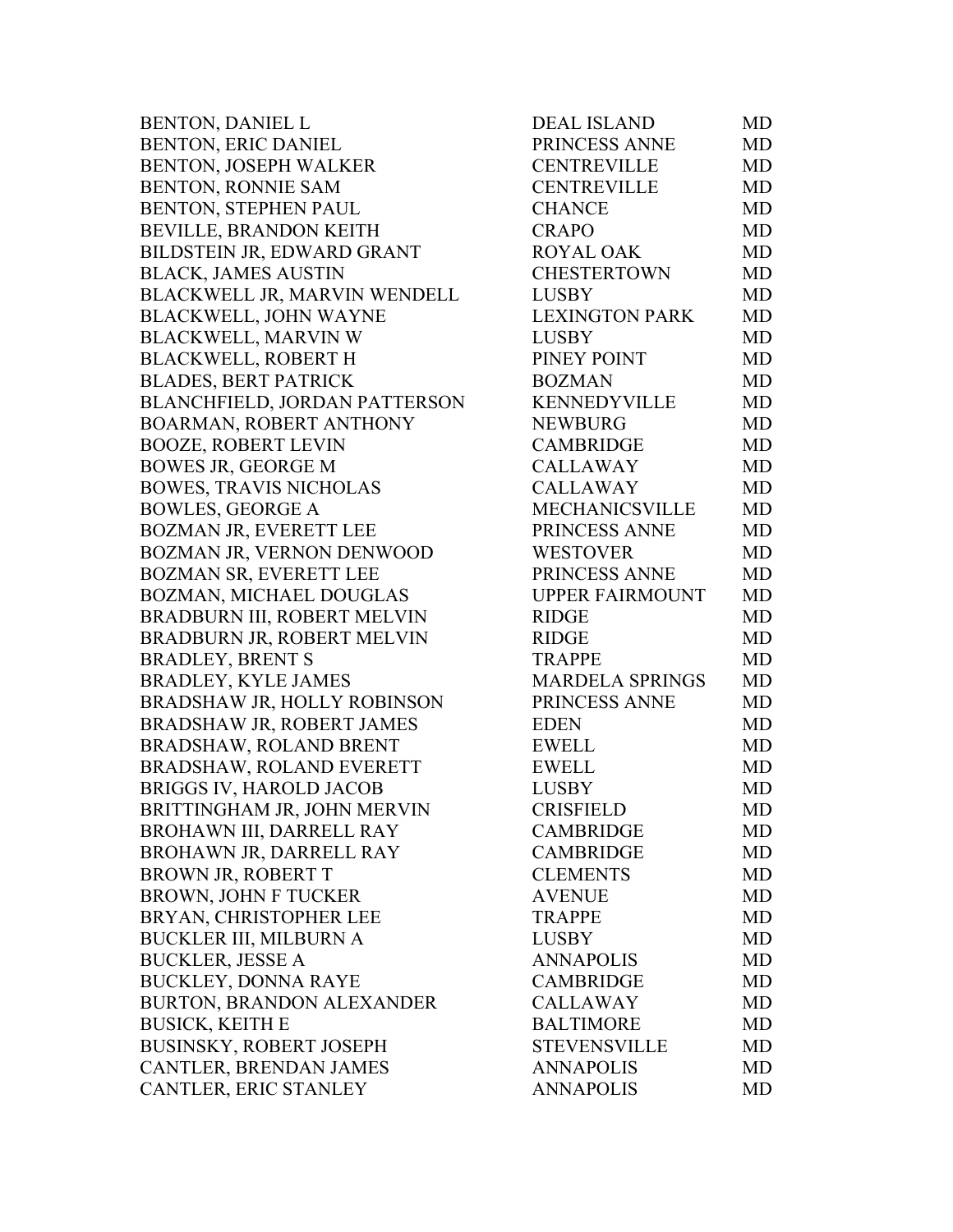| | | |
|---|---|---|
| BENTON, DANIEL L | DEAL ISLAND | MD |
| BENTON, ERIC DANIEL | PRINCESS ANNE | MD |
| BENTON, JOSEPH WALKER | CENTREVILLE | MD |
| BENTON, RONNIE SAM | CENTREVILLE | MD |
| BENTON, STEPHEN PAUL | CHANCE | MD |
| BEVILLE, BRANDON KEITH | CRAPO | MD |
| BILDSTEIN JR, EDWARD GRANT | ROYAL OAK | MD |
| BLACK, JAMES AUSTIN | CHESTERTOWN | MD |
| BLACKWELL JR, MARVIN WENDELL | LUSBY | MD |
| BLACKWELL, JOHN WAYNE | LEXINGTON PARK | MD |
| BLACKWELL, MARVIN W | LUSBY | MD |
| BLACKWELL, ROBERT H | PINEY POINT | MD |
| BLADES, BERT PATRICK | BOZMAN | MD |
| BLANCHFIELD, JORDAN PATTERSON | KENNEDYVILLE | MD |
| BOARMAN, ROBERT ANTHONY | NEWBURG | MD |
| BOOZE, ROBERT LEVIN | CAMBRIDGE | MD |
| BOWES JR, GEORGE M | CALLAWAY | MD |
| BOWES, TRAVIS NICHOLAS | CALLAWAY | MD |
| BOWLES, GEORGE A | MECHANICSVILLE | MD |
| BOZMAN JR, EVERETT LEE | PRINCESS ANNE | MD |
| BOZMAN JR, VERNON DENWOOD | WESTOVER | MD |
| BOZMAN SR, EVERETT LEE | PRINCESS ANNE | MD |
| BOZMAN, MICHAEL DOUGLAS | UPPER FAIRMOUNT | MD |
| BRADBURN III, ROBERT MELVIN | RIDGE | MD |
| BRADBURN JR, ROBERT MELVIN | RIDGE | MD |
| BRADLEY, BRENT S | TRAPPE | MD |
| BRADLEY, KYLE JAMES | MARDELA SPRINGS | MD |
| BRADSHAW JR, HOLLY ROBINSON | PRINCESS ANNE | MD |
| BRADSHAW JR, ROBERT JAMES | EDEN | MD |
| BRADSHAW, ROLAND BRENT | EWELL | MD |
| BRADSHAW, ROLAND EVERETT | EWELL | MD |
| BRIGGS IV, HAROLD JACOB | LUSBY | MD |
| BRITTINGHAM JR, JOHN MERVIN | CRISFIELD | MD |
| BROHAWN III, DARRELL RAY | CAMBRIDGE | MD |
| BROHAWN JR, DARRELL RAY | CAMBRIDGE | MD |
| BROWN JR, ROBERT T | CLEMENTS | MD |
| BROWN, JOHN F TUCKER | AVENUE | MD |
| BRYAN, CHRISTOPHER LEE | TRAPPE | MD |
| BUCKLER III, MILBURN A | LUSBY | MD |
| BUCKLER, JESSE A | ANNAPOLIS | MD |
| BUCKLEY, DONNA RAYE | CAMBRIDGE | MD |
| BURTON, BRANDON ALEXANDER | CALLAWAY | MD |
| BUSICK, KEITH E | BALTIMORE | MD |
| BUSINSKY, ROBERT JOSEPH | STEVENSVILLE | MD |
| CANTLER, BRENDAN JAMES | ANNAPOLIS | MD |
| CANTLER, ERIC STANLEY | ANNAPOLIS | MD |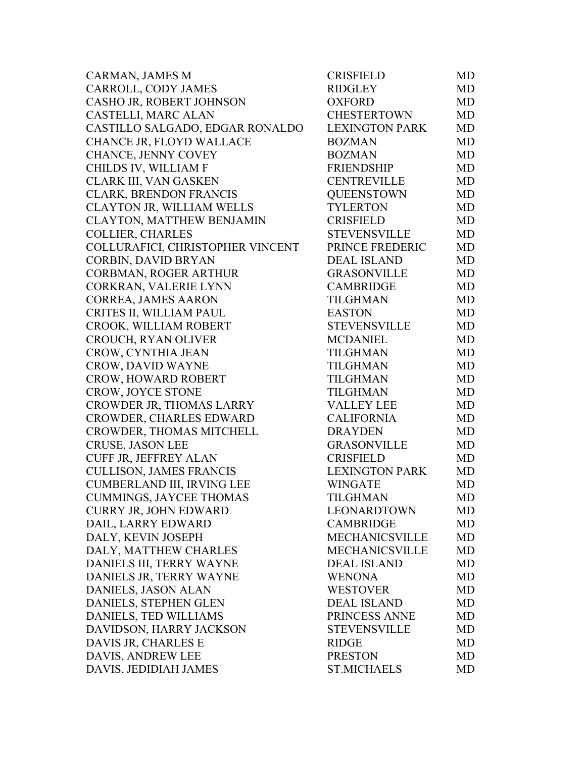| | | |
|---|---|---|
| CARMAN, JAMES M | CRISFIELD | MD |
| CARROLL, CODY JAMES | RIDGLEY | MD |
| CASHO JR, ROBERT JOHNSON | OXFORD | MD |
| CASTELLI, MARC ALAN | CHESTERTOWN | MD |
| CASTILLO SALGADO, EDGAR RONALDO | LEXINGTON PARK | MD |
| CHANCE JR, FLOYD WALLACE | BOZMAN | MD |
| CHANCE, JENNY COVEY | BOZMAN | MD |
| CHILDS IV, WILLIAM F | FRIENDSHIP | MD |
| CLARK III, VAN GASKEN | CENTREVILLE | MD |
| CLARK, BRENDON FRANCIS | QUEENSTOWN | MD |
| CLAYTON JR, WILLIAM WELLS | TYLERTON | MD |
| CLAYTON, MATTHEW BENJAMIN | CRISFIELD | MD |
| COLLIER, CHARLES | STEVENSVILLE | MD |
| COLLURAFICI, CHRISTOPHER VINCENT | PRINCE FREDERIC | MD |
| CORBIN, DAVID BRYAN | DEAL ISLAND | MD |
| CORBMAN, ROGER ARTHUR | GRASONVILLE | MD |
| CORKRAN, VALERIE LYNN | CAMBRIDGE | MD |
| CORREA, JAMES AARON | TILGHMAN | MD |
| CRITES II, WILLIAM PAUL | EASTON | MD |
| CROOK, WILLIAM ROBERT | STEVENSVILLE | MD |
| CROUCH, RYAN OLIVER | MCDANIEL | MD |
| CROW, CYNTHIA JEAN | TILGHMAN | MD |
| CROW, DAVID WAYNE | TILGHMAN | MD |
| CROW, HOWARD ROBERT | TILGHMAN | MD |
| CROW, JOYCE STONE | TILGHMAN | MD |
| CROWDER JR, THOMAS LARRY | VALLEY LEE | MD |
| CROWDER, CHARLES EDWARD | CALIFORNIA | MD |
| CROWDER, THOMAS MITCHELL | DRAYDEN | MD |
| CRUSE, JASON LEE | GRASONVILLE | MD |
| CUFF JR, JEFFREY ALAN | CRISFIELD | MD |
| CULLISON, JAMES FRANCIS | LEXINGTON PARK | MD |
| CUMBERLAND III, IRVING LEE | WINGATE | MD |
| CUMMINGS, JAYCEE THOMAS | TILGHMAN | MD |
| CURRY JR, JOHN EDWARD | LEONARDTOWN | MD |
| DAIL, LARRY EDWARD | CAMBRIDGE | MD |
| DALY, KEVIN JOSEPH | MECHANICSVILLE | MD |
| DALY, MATTHEW CHARLES | MECHANICSVILLE | MD |
| DANIELS III, TERRY WAYNE | DEAL ISLAND | MD |
| DANIELS JR, TERRY WAYNE | WENONA | MD |
| DANIELS, JASON ALAN | WESTOVER | MD |
| DANIELS, STEPHEN GLEN | DEAL ISLAND | MD |
| DANIELS, TED WILLIAMS | PRINCESS ANNE | MD |
| DAVIDSON, HARRY JACKSON | STEVENSVILLE | MD |
| DAVIS JR, CHARLES E | RIDGE | MD |
| DAVIS, ANDREW LEE | PRESTON | MD |
| DAVIS, JEDIDIAH JAMES | ST.MICHAELS | MD |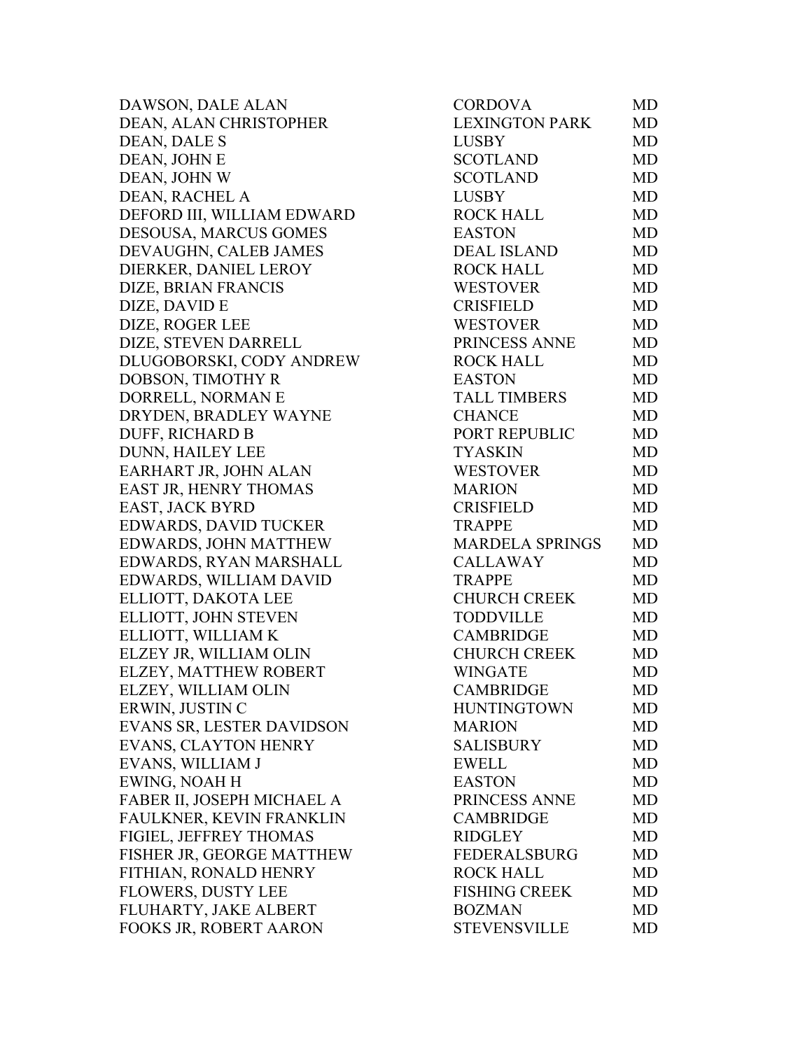| | | |
|---|---|---|
| DAWSON, DALE ALAN | CORDOVA | MD |
| DEAN, ALAN CHRISTOPHER | LEXINGTON PARK | MD |
| DEAN, DALE S | LUSBY | MD |
| DEAN, JOHN E | SCOTLAND | MD |
| DEAN, JOHN W | SCOTLAND | MD |
| DEAN, RACHEL A | LUSBY | MD |
| DEFORD III, WILLIAM EDWARD | ROCK HALL | MD |
| DESOUSA, MARCUS GOMES | EASTON | MD |
| DEVAUGHN, CALEB JAMES | DEAL ISLAND | MD |
| DIERKER, DANIEL LEROY | ROCK HALL | MD |
| DIZE, BRIAN FRANCIS | WESTOVER | MD |
| DIZE, DAVID E | CRISFIELD | MD |
| DIZE, ROGER LEE | WESTOVER | MD |
| DIZE, STEVEN DARRELL | PRINCESS ANNE | MD |
| DLUGOBORSKI, CODY ANDREW | ROCK HALL | MD |
| DOBSON, TIMOTHY R | EASTON | MD |
| DORRELL, NORMAN E | TALL TIMBERS | MD |
| DRYDEN, BRADLEY WAYNE | CHANCE | MD |
| DUFF, RICHARD B | PORT REPUBLIC | MD |
| DUNN, HAILEY LEE | TYASKIN | MD |
| EARHART JR, JOHN ALAN | WESTOVER | MD |
| EAST JR, HENRY THOMAS | MARION | MD |
| EAST, JACK BYRD | CRISFIELD | MD |
| EDWARDS, DAVID TUCKER | TRAPPE | MD |
| EDWARDS, JOHN MATTHEW | MARDELA SPRINGS | MD |
| EDWARDS, RYAN MARSHALL | CALLAWAY | MD |
| EDWARDS, WILLIAM DAVID | TRAPPE | MD |
| ELLIOTT, DAKOTA LEE | CHURCH CREEK | MD |
| ELLIOTT, JOHN STEVEN | TODDVILLE | MD |
| ELLIOTT, WILLIAM K | CAMBRIDGE | MD |
| ELZEY JR, WILLIAM OLIN | CHURCH CREEK | MD |
| ELZEY, MATTHEW ROBERT | WINGATE | MD |
| ELZEY, WILLIAM OLIN | CAMBRIDGE | MD |
| ERWIN, JUSTIN C | HUNTINGTOWN | MD |
| EVANS SR, LESTER DAVIDSON | MARION | MD |
| EVANS, CLAYTON HENRY | SALISBURY | MD |
| EVANS, WILLIAM J | EWELL | MD |
| EWING, NOAH H | EASTON | MD |
| FABER II, JOSEPH MICHAEL A | PRINCESS ANNE | MD |
| FAULKNER, KEVIN FRANKLIN | CAMBRIDGE | MD |
| FIGIEL, JEFFREY THOMAS | RIDGLEY | MD |
| FISHER JR, GEORGE MATTHEW | FEDERALSBURG | MD |
| FITHIAN, RONALD HENRY | ROCK HALL | MD |
| FLOWERS, DUSTY LEE | FISHING CREEK | MD |
| FLUHARTY, JAKE ALBERT | BOZMAN | MD |
| FOOKS JR, ROBERT AARON | STEVENSVILLE | MD |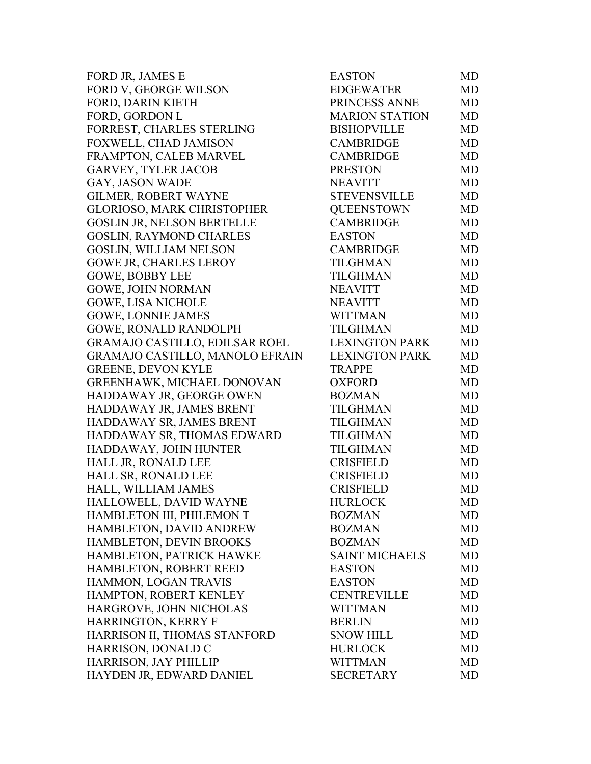| | | |
|---|---|---|
| FORD JR, JAMES E | EASTON | MD |
| FORD V, GEORGE WILSON | EDGEWATER | MD |
| FORD, DARIN KIETH | PRINCESS ANNE | MD |
| FORD, GORDON L | MARION STATION | MD |
| FORREST, CHARLES STERLING | BISHOPVILLE | MD |
| FOXWELL, CHAD JAMISON | CAMBRIDGE | MD |
| FRAMPTON, CALEB MARVEL | CAMBRIDGE | MD |
| GARVEY, TYLER JACOB | PRESTON | MD |
| GAY, JASON WADE | NEAVITT | MD |
| GILMER, ROBERT WAYNE | STEVENSVILLE | MD |
| GLORIOSO, MARK CHRISTOPHER | QUEENSTOWN | MD |
| GOSLIN JR, NELSON BERTELLE | CAMBRIDGE | MD |
| GOSLIN, RAYMOND CHARLES | EASTON | MD |
| GOSLIN, WILLIAM NELSON | CAMBRIDGE | MD |
| GOWE JR, CHARLES LEROY | TILGHMAN | MD |
| GOWE, BOBBY LEE | TILGHMAN | MD |
| GOWE, JOHN NORMAN | NEAVITT | MD |
| GOWE, LISA NICHOLE | NEAVITT | MD |
| GOWE, LONNIE JAMES | WITTMAN | MD |
| GOWE, RONALD RANDOLPH | TILGHMAN | MD |
| GRAMAJO CASTILLO, EDILSAR ROEL | LEXINGTON PARK | MD |
| GRAMAJO CASTILLO, MANOLO EFRAIN | LEXINGTON PARK | MD |
| GREENE, DEVON KYLE | TRAPPE | MD |
| GREENHAWK, MICHAEL DONOVAN | OXFORD | MD |
| HADDAWAY JR, GEORGE OWEN | BOZMAN | MD |
| HADDAWAY JR, JAMES BRENT | TILGHMAN | MD |
| HADDAWAY SR, JAMES BRENT | TILGHMAN | MD |
| HADDAWAY SR, THOMAS EDWARD | TILGHMAN | MD |
| HADDAWAY, JOHN HUNTER | TILGHMAN | MD |
| HALL JR, RONALD LEE | CRISFIELD | MD |
| HALL SR, RONALD LEE | CRISFIELD | MD |
| HALL, WILLIAM JAMES | CRISFIELD | MD |
| HALLOWELL, DAVID WAYNE | HURLOCK | MD |
| HAMBLETON III, PHILEMON T | BOZMAN | MD |
| HAMBLETON, DAVID ANDREW | BOZMAN | MD |
| HAMBLETON, DEVIN BROOKS | BOZMAN | MD |
| HAMBLETON, PATRICK HAWKE | SAINT MICHAELS | MD |
| HAMBLETON, ROBERT REED | EASTON | MD |
| HAMMON, LOGAN TRAVIS | EASTON | MD |
| HAMPTON, ROBERT KENLEY | CENTREVILLE | MD |
| HARGROVE, JOHN NICHOLAS | WITTMAN | MD |
| HARRINGTON, KERRY F | BERLIN | MD |
| HARRISON II, THOMAS STANFORD | SNOW HILL | MD |
| HARRISON, DONALD C | HURLOCK | MD |
| HARRISON, JAY PHILLIP | WITTMAN | MD |
| HAYDEN JR, EDWARD DANIEL | SECRETARY | MD |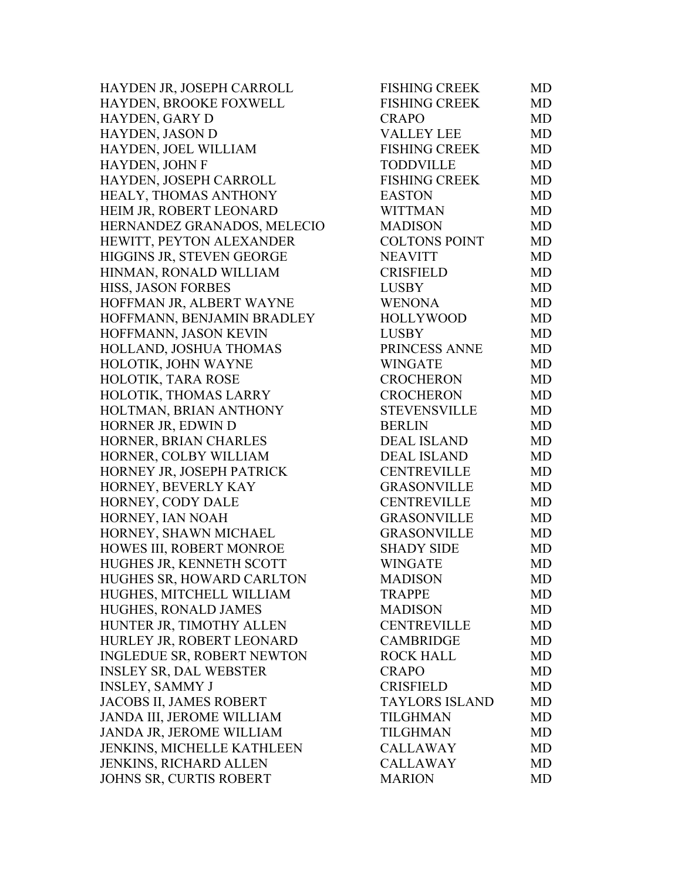| | | |
|---|---|---|
| HAYDEN JR, JOSEPH CARROLL | FISHING CREEK | MD |
| HAYDEN, BROOKE FOXWELL | FISHING CREEK | MD |
| HAYDEN, GARY D | CRAPO | MD |
| HAYDEN, JASON D | VALLEY LEE | MD |
| HAYDEN, JOEL WILLIAM | FISHING CREEK | MD |
| HAYDEN, JOHN F | TODDVILLE | MD |
| HAYDEN, JOSEPH CARROLL | FISHING CREEK | MD |
| HEALY, THOMAS ANTHONY | EASTON | MD |
| HEIM JR, ROBERT LEONARD | WITTMAN | MD |
| HERNANDEZ GRANADOS, MELECIO | MADISON | MD |
| HEWITT, PEYTON ALEXANDER | COLTONS POINT | MD |
| HIGGINS JR, STEVEN GEORGE | NEAVITT | MD |
| HINMAN, RONALD WILLIAM | CRISFIELD | MD |
| HISS, JASON FORBES | LUSBY | MD |
| HOFFMAN JR, ALBERT WAYNE | WENONA | MD |
| HOFFMANN, BENJAMIN BRADLEY | HOLLYWOOD | MD |
| HOFFMANN, JASON KEVIN | LUSBY | MD |
| HOLLAND, JOSHUA THOMAS | PRINCESS ANNE | MD |
| HOLOTIK, JOHN WAYNE | WINGATE | MD |
| HOLOTIK, TARA ROSE | CROCHERON | MD |
| HOLOTIK, THOMAS LARRY | CROCHERON | MD |
| HOLTMAN, BRIAN ANTHONY | STEVENSVILLE | MD |
| HORNER JR, EDWIN D | BERLIN | MD |
| HORNER, BRIAN CHARLES | DEAL ISLAND | MD |
| HORNER, COLBY WILLIAM | DEAL ISLAND | MD |
| HORNEY JR, JOSEPH PATRICK | CENTREVILLE | MD |
| HORNEY, BEVERLY KAY | GRASONVILLE | MD |
| HORNEY, CODY DALE | CENTREVILLE | MD |
| HORNEY, IAN NOAH | GRASONVILLE | MD |
| HORNEY, SHAWN MICHAEL | GRASONVILLE | MD |
| HOWES III, ROBERT MONROE | SHADY SIDE | MD |
| HUGHES JR, KENNETH SCOTT | WINGATE | MD |
| HUGHES SR, HOWARD CARLTON | MADISON | MD |
| HUGHES, MITCHELL WILLIAM | TRAPPE | MD |
| HUGHES, RONALD JAMES | MADISON | MD |
| HUNTER JR, TIMOTHY ALLEN | CENTREVILLE | MD |
| HURLEY JR, ROBERT LEONARD | CAMBRIDGE | MD |
| INGLEDUE SR, ROBERT NEWTON | ROCK HALL | MD |
| INSLEY SR, DAL WEBSTER | CRAPO | MD |
| INSLEY, SAMMY J | CRISFIELD | MD |
| JACOBS II, JAMES ROBERT | TAYLORS ISLAND | MD |
| JANDA III, JEROME WILLIAM | TILGHMAN | MD |
| JANDA JR, JEROME WILLIAM | TILGHMAN | MD |
| JENKINS, MICHELLE KATHLEEN | CALLAWAY | MD |
| JENKINS, RICHARD ALLEN | CALLAWAY | MD |
| JOHNS SR, CURTIS ROBERT | MARION | MD |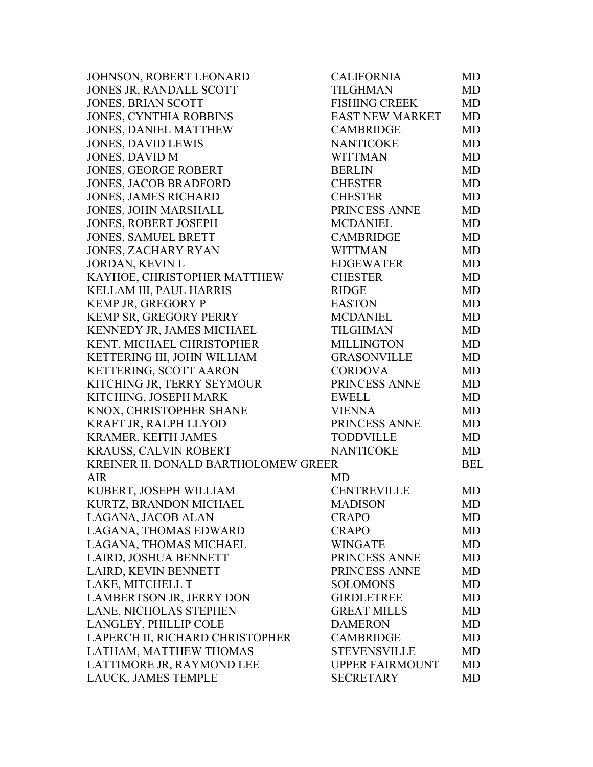| | | |
|---|---|---|
| JOHNSON, ROBERT LEONARD | CALIFORNIA | MD |
| JONES JR, RANDALL SCOTT | TILGHMAN | MD |
| JONES, BRIAN SCOTT | FISHING CREEK | MD |
| JONES, CYNTHIA ROBBINS | EAST NEW MARKET | MD |
| JONES, DANIEL MATTHEW | CAMBRIDGE | MD |
| JONES, DAVID LEWIS | NANTICOKE | MD |
| JONES, DAVID M | WITTMAN | MD |
| JONES, GEORGE ROBERT | BERLIN | MD |
| JONES, JACOB BRADFORD | CHESTER | MD |
| JONES, JAMES RICHARD | CHESTER | MD |
| JONES, JOHN MARSHALL | PRINCESS ANNE | MD |
| JONES, ROBERT JOSEPH | MCDANIEL | MD |
| JONES, SAMUEL BRETT | CAMBRIDGE | MD |
| JONES, ZACHARY RYAN | WITTMAN | MD |
| JORDAN, KEVIN L | EDGEWATER | MD |
| KAYHOE, CHRISTOPHER MATTHEW | CHESTER | MD |
| KELLAM III, PAUL HARRIS | RIDGE | MD |
| KEMP JR, GREGORY P | EASTON | MD |
| KEMP SR, GREGORY PERRY | MCDANIEL | MD |
| KENNEDY JR, JAMES MICHAEL | TILGHMAN | MD |
| KENT, MICHAEL CHRISTOPHER | MILLINGTON | MD |
| KETTERING III, JOHN WILLIAM | GRASONVILLE | MD |
| KETTERING, SCOTT AARON | CORDOVA | MD |
| KITCHING JR, TERRY SEYMOUR | PRINCESS ANNE | MD |
| KITCHING, JOSEPH MARK | EWELL | MD |
| KNOX, CHRISTOPHER SHANE | VIENNA | MD |
| KRAFT JR, RALPH LLYOD | PRINCESS ANNE | MD |
| KRAMER, KEITH JAMES | TODDVILLE | MD |
| KRAUSS, CALVIN ROBERT | NANTICOKE | MD |
| KREINER II, DONALD BARTHOLOMEW GREER | | BEL |
| AIR | MD | |
| KUBERT, JOSEPH WILLIAM | CENTREVILLE | MD |
| KURTZ, BRANDON MICHAEL | MADISON | MD |
| LAGANA, JACOB ALAN | CRAPO | MD |
| LAGANA, THOMAS EDWARD | CRAPO | MD |
| LAGANA, THOMAS MICHAEL | WINGATE | MD |
| LAIRD, JOSHUA BENNETT | PRINCESS ANNE | MD |
| LAIRD, KEVIN BENNETT | PRINCESS ANNE | MD |
| LAKE, MITCHELL T | SOLOMONS | MD |
| LAMBERTSON JR, JERRY DON | GIRDLETREE | MD |
| LANE, NICHOLAS STEPHEN | GREAT MILLS | MD |
| LANGLEY, PHILLIP COLE | DAMERON | MD |
| LAPERCH II, RICHARD CHRISTOPHER | CAMBRIDGE | MD |
| LATHAM, MATTHEW THOMAS | STEVENSVILLE | MD |
| LATTIMORE JR, RAYMOND LEE | UPPER FAIRMOUNT | MD |
| LAUCK, JAMES TEMPLE | SECRETARY | MD |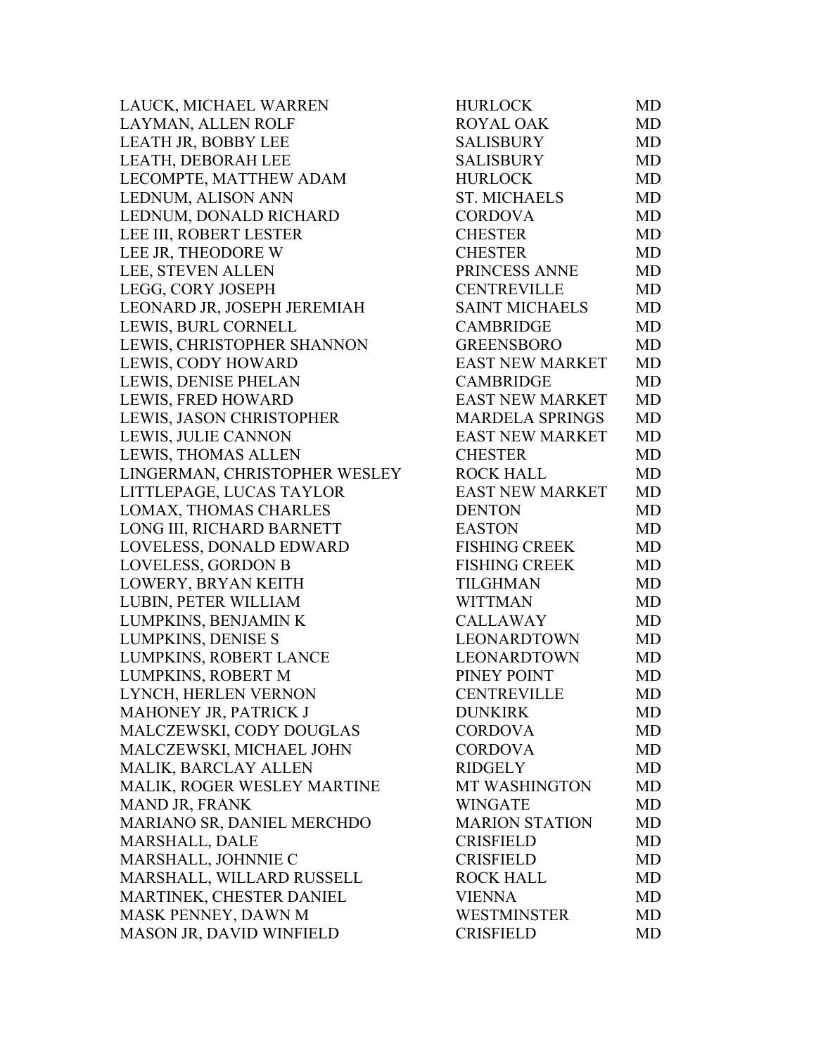| | | |
|---|---|---|
| LAUCK, MICHAEL WARREN | HURLOCK | MD |
| LAYMAN, ALLEN ROLF | ROYAL OAK | MD |
| LEATH JR, BOBBY LEE | SALISBURY | MD |
| LEATH, DEBORAH LEE | SALISBURY | MD |
| LECOMPTE, MATTHEW ADAM | HURLOCK | MD |
| LEDNUM, ALISON ANN | ST. MICHAELS | MD |
| LEDNUM, DONALD RICHARD | CORDOVA | MD |
| LEE III, ROBERT LESTER | CHESTER | MD |
| LEE JR, THEODORE W | CHESTER | MD |
| LEE, STEVEN ALLEN | PRINCESS ANNE | MD |
| LEGG, CORY JOSEPH | CENTREVILLE | MD |
| LEONARD JR, JOSEPH JEREMIAH | SAINT MICHAELS | MD |
| LEWIS, BURL CORNELL | CAMBRIDGE | MD |
| LEWIS, CHRISTOPHER SHANNON | GREENSBORO | MD |
| LEWIS, CODY HOWARD | EAST NEW MARKET | MD |
| LEWIS, DENISE PHELAN | CAMBRIDGE | MD |
| LEWIS, FRED HOWARD | EAST NEW MARKET | MD |
| LEWIS, JASON CHRISTOPHER | MARDELA SPRINGS | MD |
| LEWIS, JULIE CANNON | EAST NEW MARKET | MD |
| LEWIS, THOMAS ALLEN | CHESTER | MD |
| LINGERMAN, CHRISTOPHER WESLEY | ROCK HALL | MD |
| LITTLEPAGE, LUCAS TAYLOR | EAST NEW MARKET | MD |
| LOMAX, THOMAS CHARLES | DENTON | MD |
| LONG III, RICHARD BARNETT | EASTON | MD |
| LOVELESS, DONALD EDWARD | FISHING CREEK | MD |
| LOVELESS, GORDON B | FISHING CREEK | MD |
| LOWERY, BRYAN KEITH | TILGHMAN | MD |
| LUBIN, PETER WILLIAM | WITTMAN | MD |
| LUMPKINS, BENJAMIN K | CALLAWAY | MD |
| LUMPKINS, DENISE S | LEONARDTOWN | MD |
| LUMPKINS, ROBERT LANCE | LEONARDTOWN | MD |
| LUMPKINS, ROBERT M | PINEY POINT | MD |
| LYNCH, HERLEN VERNON | CENTREVILLE | MD |
| MAHONEY JR, PATRICK J | DUNKIRK | MD |
| MALCZEWSKI, CODY DOUGLAS | CORDOVA | MD |
| MALCZEWSKI, MICHAEL JOHN | CORDOVA | MD |
| MALIK, BARCLAY ALLEN | RIDGELY | MD |
| MALIK, ROGER WESLEY MARTINE | MT WASHINGTON | MD |
| MAND JR, FRANK | WINGATE | MD |
| MARIANO SR, DANIEL MERCHDO | MARION STATION | MD |
| MARSHALL, DALE | CRISFIELD | MD |
| MARSHALL, JOHNNIE C | CRISFIELD | MD |
| MARSHALL, WILLARD RUSSELL | ROCK HALL | MD |
| MARTINEK, CHESTER DANIEL | VIENNA | MD |
| MASK PENNEY, DAWN M | WESTMINSTER | MD |
| MASON JR, DAVID WINFIELD | CRISFIELD | MD |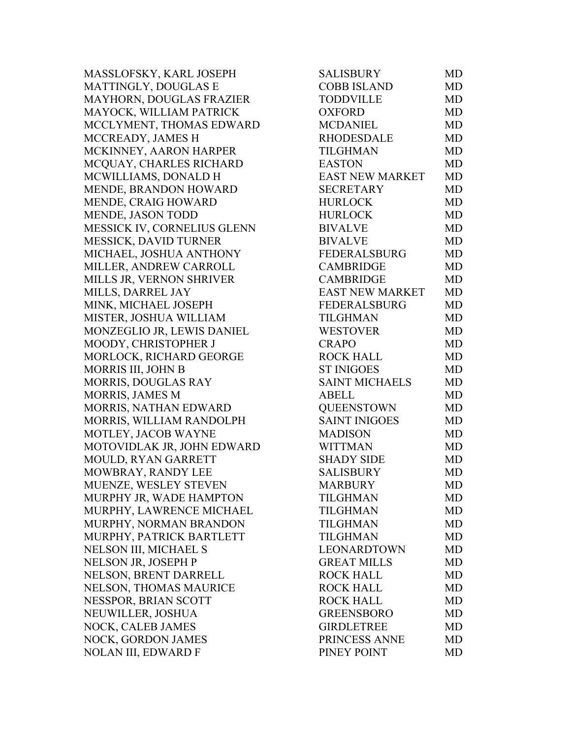| | | |
|---|---|---|
| MASSLOFSKY, KARL JOSEPH | SALISBURY | MD |
| MATTINGLY, DOUGLAS E | COBB ISLAND | MD |
| MAYHORN, DOUGLAS FRAZIER | TODDVILLE | MD |
| MAYOCK, WILLIAM PATRICK | OXFORD | MD |
| MCCLYMENT, THOMAS EDWARD | MCDANIEL | MD |
| MCCREADY, JAMES H | RHODESDALE | MD |
| MCKINNEY, AARON HARPER | TILGHMAN | MD |
| MCQUAY, CHARLES RICHARD | EASTON | MD |
| MCWILLIAMS, DONALD H | EAST NEW MARKET | MD |
| MENDE, BRANDON HOWARD | SECRETARY | MD |
| MENDE, CRAIG HOWARD | HURLOCK | MD |
| MENDE, JASON TODD | HURLOCK | MD |
| MESSICK IV, CORNELIUS GLENN | BIVALVE | MD |
| MESSICK, DAVID TURNER | BIVALVE | MD |
| MICHAEL, JOSHUA ANTHONY | FEDERALSBURG | MD |
| MILLER, ANDREW CARROLL | CAMBRIDGE | MD |
| MILLS JR, VERNON SHRIVER | CAMBRIDGE | MD |
| MILLS, DARREL JAY | EAST NEW MARKET | MD |
| MINK, MICHAEL JOSEPH | FEDERALSBURG | MD |
| MISTER, JOSHUA WILLIAM | TILGHMAN | MD |
| MONZEGLIO JR, LEWIS DANIEL | WESTOVER | MD |
| MOODY, CHRISTOPHER J | CRAPO | MD |
| MORLOCK, RICHARD GEORGE | ROCK HALL | MD |
| MORRIS III, JOHN B | ST INIGOES | MD |
| MORRIS, DOUGLAS RAY | SAINT MICHAELS | MD |
| MORRIS, JAMES M | ABELL | MD |
| MORRIS, NATHAN EDWARD | QUEENSTOWN | MD |
| MORRIS, WILLIAM RANDOLPH | SAINT INIGOES | MD |
| MOTLEY, JACOB WAYNE | MADISON | MD |
| MOTOVIDLAK JR, JOHN EDWARD | WITTMAN | MD |
| MOULD, RYAN GARRETT | SHADY SIDE | MD |
| MOWBRAY, RANDY LEE | SALISBURY | MD |
| MUENZE, WESLEY STEVEN | MARBURY | MD |
| MURPHY JR, WADE HAMPTON | TILGHMAN | MD |
| MURPHY, LAWRENCE MICHAEL | TILGHMAN | MD |
| MURPHY, NORMAN BRANDON | TILGHMAN | MD |
| MURPHY, PATRICK BARTLETT | TILGHMAN | MD |
| NELSON III, MICHAEL S | LEONARDTOWN | MD |
| NELSON JR, JOSEPH P | GREAT MILLS | MD |
| NELSON, BRENT DARRELL | ROCK HALL | MD |
| NELSON, THOMAS MAURICE | ROCK HALL | MD |
| NESSPOR, BRIAN SCOTT | ROCK HALL | MD |
| NEUWILLER, JOSHUA | GREENSBORO | MD |
| NOCK, CALEB JAMES | GIRDLETREE | MD |
| NOCK, GORDON JAMES | PRINCESS ANNE | MD |
| NOLAN III, EDWARD F | PINEY POINT | MD |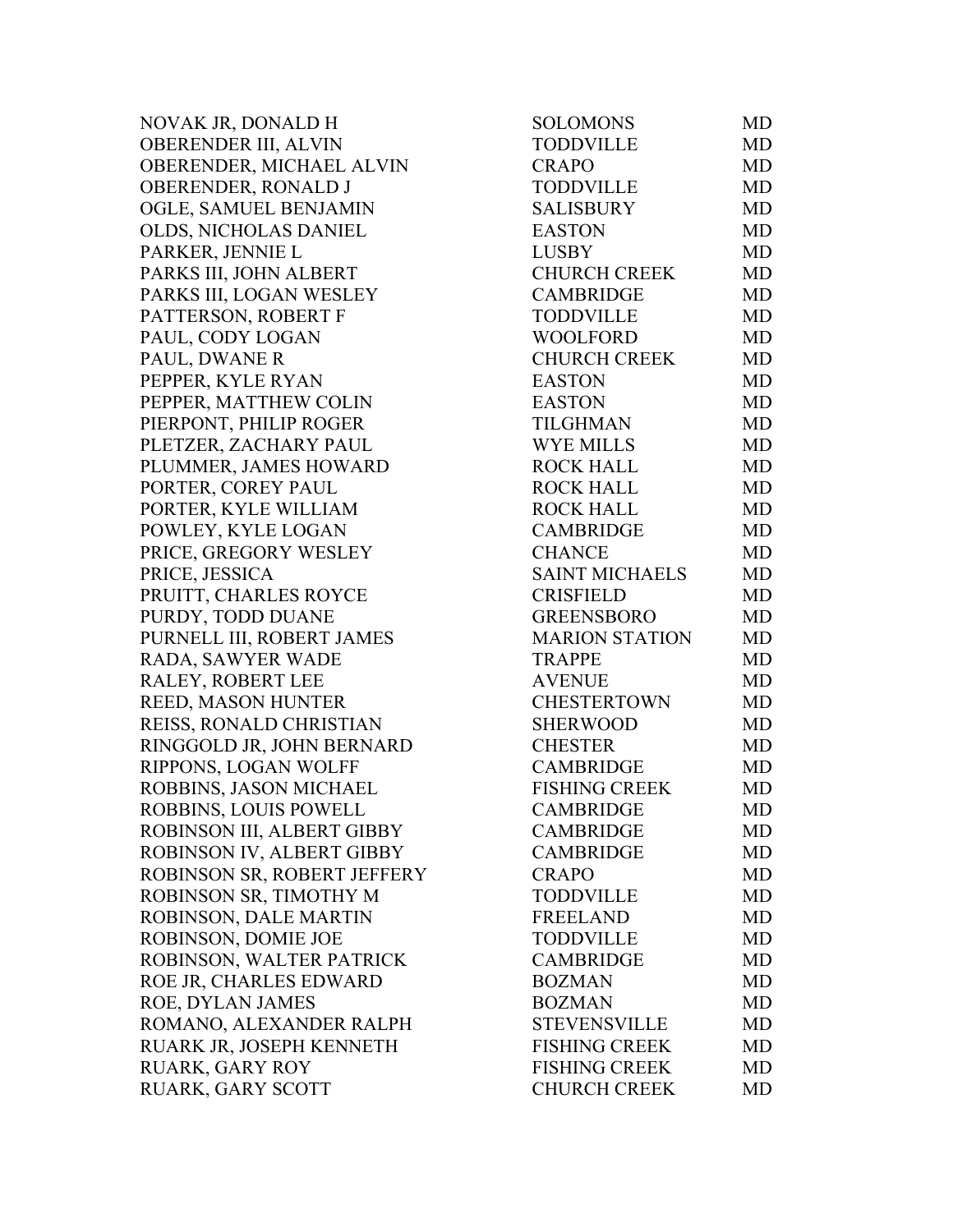| | | |
|---|---|---|
| NOVAK JR, DONALD H | SOLOMONS | MD |
| OBERENDER III, ALVIN | TODDVILLE | MD |
| OBERENDER, MICHAEL ALVIN | CRAPO | MD |
| OBERENDER, RONALD J | TODDVILLE | MD |
| OGLE, SAMUEL BENJAMIN | SALISBURY | MD |
| OLDS, NICHOLAS DANIEL | EASTON | MD |
| PARKER, JENNIE L | LUSBY | MD |
| PARKS III, JOHN ALBERT | CHURCH CREEK | MD |
| PARKS III, LOGAN WESLEY | CAMBRIDGE | MD |
| PATTERSON, ROBERT F | TODDVILLE | MD |
| PAUL, CODY LOGAN | WOOLFORD | MD |
| PAUL, DWANE R | CHURCH CREEK | MD |
| PEPPER, KYLE RYAN | EASTON | MD |
| PEPPER, MATTHEW COLIN | EASTON | MD |
| PIERPONT, PHILIP ROGER | TILGHMAN | MD |
| PLETZER, ZACHARY PAUL | WYE MILLS | MD |
| PLUMMER, JAMES HOWARD | ROCK HALL | MD |
| PORTER, COREY PAUL | ROCK HALL | MD |
| PORTER, KYLE WILLIAM | ROCK HALL | MD |
| POWLEY, KYLE LOGAN | CAMBRIDGE | MD |
| PRICE, GREGORY WESLEY | CHANCE | MD |
| PRICE, JESSICA | SAINT MICHAELS | MD |
| PRUITT, CHARLES ROYCE | CRISFIELD | MD |
| PURDY, TODD DUANE | GREENSBORO | MD |
| PURNELL III, ROBERT JAMES | MARION STATION | MD |
| RADA, SAWYER WADE | TRAPPE | MD |
| RALEY, ROBERT LEE | AVENUE | MD |
| REED, MASON HUNTER | CHESTERTOWN | MD |
| REISS, RONALD CHRISTIAN | SHERWOOD | MD |
| RINGGOLD JR, JOHN BERNARD | CHESTER | MD |
| RIPPONS, LOGAN WOLFF | CAMBRIDGE | MD |
| ROBBINS, JASON MICHAEL | FISHING CREEK | MD |
| ROBBINS, LOUIS POWELL | CAMBRIDGE | MD |
| ROBINSON III, ALBERT GIBBY | CAMBRIDGE | MD |
| ROBINSON IV, ALBERT GIBBY | CAMBRIDGE | MD |
| ROBINSON SR, ROBERT JEFFERY | CRAPO | MD |
| ROBINSON SR, TIMOTHY M | TODDVILLE | MD |
| ROBINSON, DALE MARTIN | FREELAND | MD |
| ROBINSON, DOMIE JOE | TODDVILLE | MD |
| ROBINSON, WALTER PATRICK | CAMBRIDGE | MD |
| ROE JR, CHARLES EDWARD | BOZMAN | MD |
| ROE, DYLAN JAMES | BOZMAN | MD |
| ROMANO, ALEXANDER RALPH | STEVENSVILLE | MD |
| RUARK JR, JOSEPH KENNETH | FISHING CREEK | MD |
| RUARK, GARY ROY | FISHING CREEK | MD |
| RUARK, GARY SCOTT | CHURCH CREEK | MD |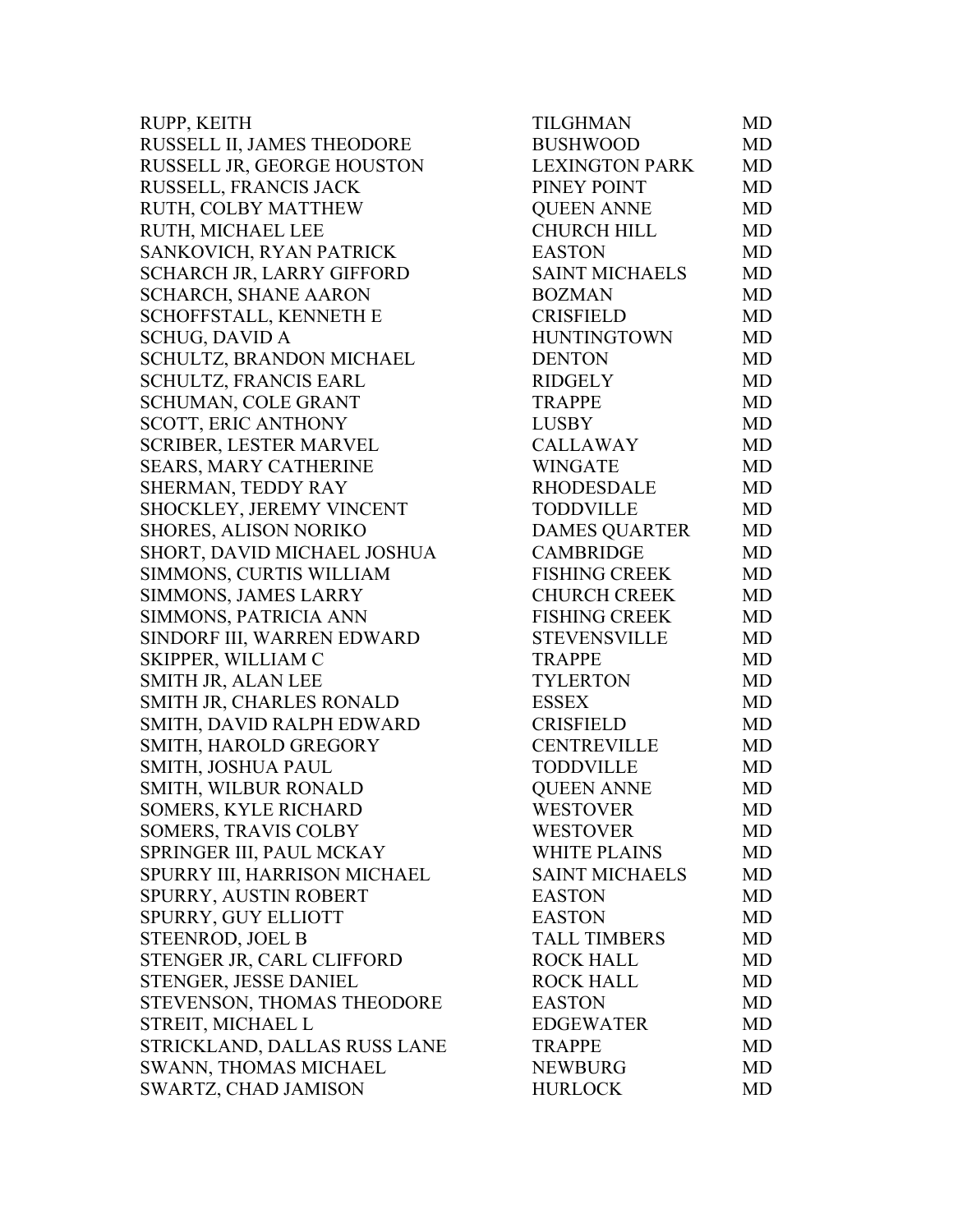| | | |
|---|---|---|
| RUPP, KEITH | TILGHMAN | MD |
| RUSSELL II, JAMES THEODORE | BUSHWOOD | MD |
| RUSSELL JR, GEORGE HOUSTON | LEXINGTON PARK | MD |
| RUSSELL, FRANCIS JACK | PINEY POINT | MD |
| RUTH, COLBY MATTHEW | QUEEN ANNE | MD |
| RUTH, MICHAEL LEE | CHURCH HILL | MD |
| SANKOVICH, RYAN PATRICK | EASTON | MD |
| SCHARCH JR, LARRY GIFFORD | SAINT MICHAELS | MD |
| SCHARCH, SHANE AARON | BOZMAN | MD |
| SCHOFFSTALL, KENNETH E | CRISFIELD | MD |
| SCHUG, DAVID A | HUNTINGTOWN | MD |
| SCHULTZ, BRANDON MICHAEL | DENTON | MD |
| SCHULTZ, FRANCIS EARL | RIDGELY | MD |
| SCHUMAN, COLE GRANT | TRAPPE | MD |
| SCOTT, ERIC ANTHONY | LUSBY | MD |
| SCRIBER, LESTER MARVEL | CALLAWAY | MD |
| SEARS, MARY CATHERINE | WINGATE | MD |
| SHERMAN, TEDDY RAY | RHODESDALE | MD |
| SHOCKLEY, JEREMY VINCENT | TODDVILLE | MD |
| SHORES, ALISON NORIKO | DAMES QUARTER | MD |
| SHORT, DAVID MICHAEL JOSHUA | CAMBRIDGE | MD |
| SIMMONS, CURTIS WILLIAM | FISHING CREEK | MD |
| SIMMONS, JAMES LARRY | CHURCH CREEK | MD |
| SIMMONS, PATRICIA ANN | FISHING CREEK | MD |
| SINDORF III, WARREN EDWARD | STEVENSVILLE | MD |
| SKIPPER, WILLIAM C | TRAPPE | MD |
| SMITH JR, ALAN LEE | TYLERTON | MD |
| SMITH JR, CHARLES RONALD | ESSEX | MD |
| SMITH, DAVID RALPH EDWARD | CRISFIELD | MD |
| SMITH, HAROLD GREGORY | CENTREVILLE | MD |
| SMITH, JOSHUA PAUL | TODDVILLE | MD |
| SMITH, WILBUR RONALD | QUEEN ANNE | MD |
| SOMERS, KYLE RICHARD | WESTOVER | MD |
| SOMERS, TRAVIS COLBY | WESTOVER | MD |
| SPRINGER III, PAUL MCKAY | WHITE PLAINS | MD |
| SPURRY III, HARRISON MICHAEL | SAINT MICHAELS | MD |
| SPURRY, AUSTIN ROBERT | EASTON | MD |
| SPURRY, GUY ELLIOTT | EASTON | MD |
| STEENROD, JOEL B | TALL TIMBERS | MD |
| STENGER JR, CARL CLIFFORD | ROCK HALL | MD |
| STENGER, JESSE DANIEL | ROCK HALL | MD |
| STEVENSON, THOMAS THEODORE | EASTON | MD |
| STREIT, MICHAEL L | EDGEWATER | MD |
| STRICKLAND, DALLAS RUSS LANE | TRAPPE | MD |
| SWANN, THOMAS MICHAEL | NEWBURG | MD |
| SWARTZ, CHAD JAMISON | HURLOCK | MD |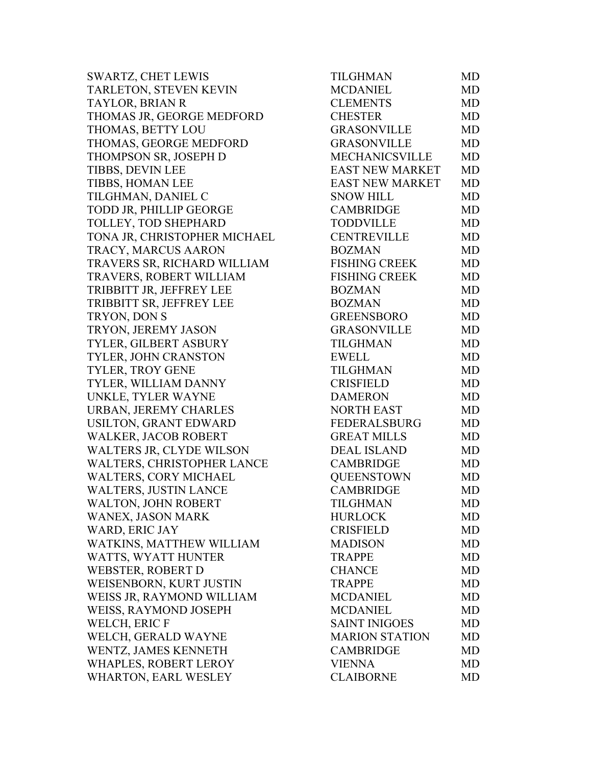| | | |
|---|---|---|
| SWARTZ, CHET LEWIS | TILGHMAN | MD |
| TARLETON, STEVEN KEVIN | MCDANIEL | MD |
| TAYLOR, BRIAN R | CLEMENTS | MD |
| THOMAS JR, GEORGE MEDFORD | CHESTER | MD |
| THOMAS, BETTY LOU | GRASONVILLE | MD |
| THOMAS, GEORGE MEDFORD | GRASONVILLE | MD |
| THOMPSON SR, JOSEPH D | MECHANICSVILLE | MD |
| TIBBS, DEVIN LEE | EAST NEW MARKET | MD |
| TIBBS, HOMAN LEE | EAST NEW MARKET | MD |
| TILGHMAN, DANIEL C | SNOW HILL | MD |
| TODD JR, PHILLIP GEORGE | CAMBRIDGE | MD |
| TOLLEY, TOD SHEPHARD | TODDVILLE | MD |
| TONA JR, CHRISTOPHER MICHAEL | CENTREVILLE | MD |
| TRACY, MARCUS AARON | BOZMAN | MD |
| TRAVERS SR, RICHARD WILLIAM | FISHING CREEK | MD |
| TRAVERS, ROBERT WILLIAM | FISHING CREEK | MD |
| TRIBBITT JR, JEFFREY LEE | BOZMAN | MD |
| TRIBBITT SR, JEFFREY LEE | BOZMAN | MD |
| TRYON, DON S | GREENSBORO | MD |
| TRYON, JEREMY JASON | GRASONVILLE | MD |
| TYLER, GILBERT ASBURY | TILGHMAN | MD |
| TYLER, JOHN CRANSTON | EWELL | MD |
| TYLER, TROY GENE | TILGHMAN | MD |
| TYLER, WILLIAM DANNY | CRISFIELD | MD |
| UNKLE, TYLER WAYNE | DAMERON | MD |
| URBAN, JEREMY CHARLES | NORTH EAST | MD |
| USILTON, GRANT EDWARD | FEDERALSBURG | MD |
| WALKER, JACOB ROBERT | GREAT MILLS | MD |
| WALTERS JR, CLYDE WILSON | DEAL ISLAND | MD |
| WALTERS, CHRISTOPHER LANCE | CAMBRIDGE | MD |
| WALTERS, CORY MICHAEL | QUEENSTOWN | MD |
| WALTERS, JUSTIN LANCE | CAMBRIDGE | MD |
| WALTON, JOHN ROBERT | TILGHMAN | MD |
| WANEX, JASON MARK | HURLOCK | MD |
| WARD, ERIC JAY | CRISFIELD | MD |
| WATKINS, MATTHEW WILLIAM | MADISON | MD |
| WATTS, WYATT HUNTER | TRAPPE | MD |
| WEBSTER, ROBERT D | CHANCE | MD |
| WEISENBORN, KURT JUSTIN | TRAPPE | MD |
| WEISS JR, RAYMOND WILLIAM | MCDANIEL | MD |
| WEISS, RAYMOND JOSEPH | MCDANIEL | MD |
| WELCH, ERIC F | SAINT INIGOES | MD |
| WELCH, GERALD WAYNE | MARION STATION | MD |
| WENTZ, JAMES KENNETH | CAMBRIDGE | MD |
| WHAPLES, ROBERT LEROY | VIENNA | MD |
| WHARTON, EARL WESLEY | CLAIBORNE | MD |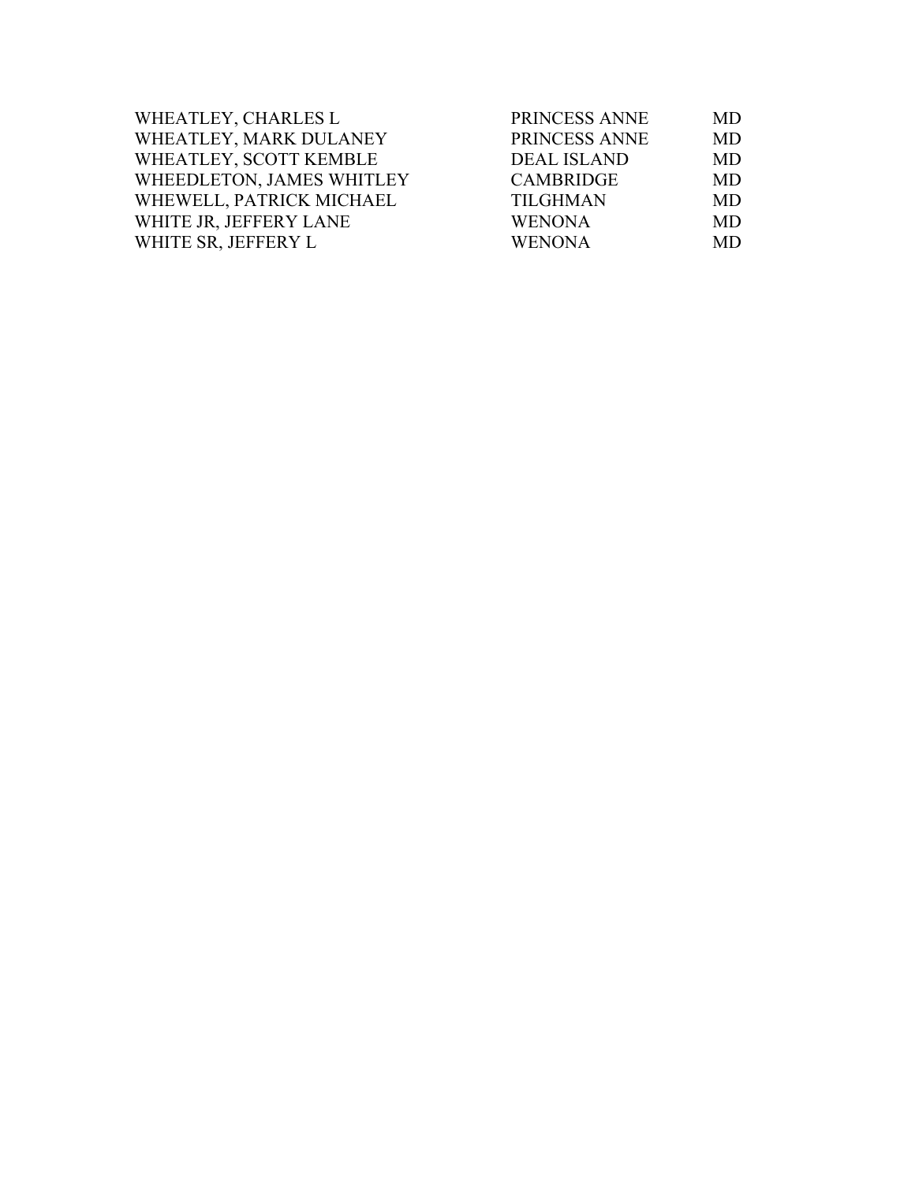| | | |
|---|---|---|
| WHEATLEY, CHARLES L | PRINCESS ANNE | MD |
| WHEATLEY, MARK DULANEY | PRINCESS ANNE | MD |
| WHEATLEY, SCOTT KEMBLE | DEAL ISLAND | MD |
| WHEEDLETON, JAMES WHITLEY | CAMBRIDGE | MD |
| WHEWELL, PATRICK MICHAEL | TILGHMAN | MD |
| WHITE JR, JEFFERY LANE | WENONA | MD |
| WHITE SR, JEFFERY L | WENONA | MD |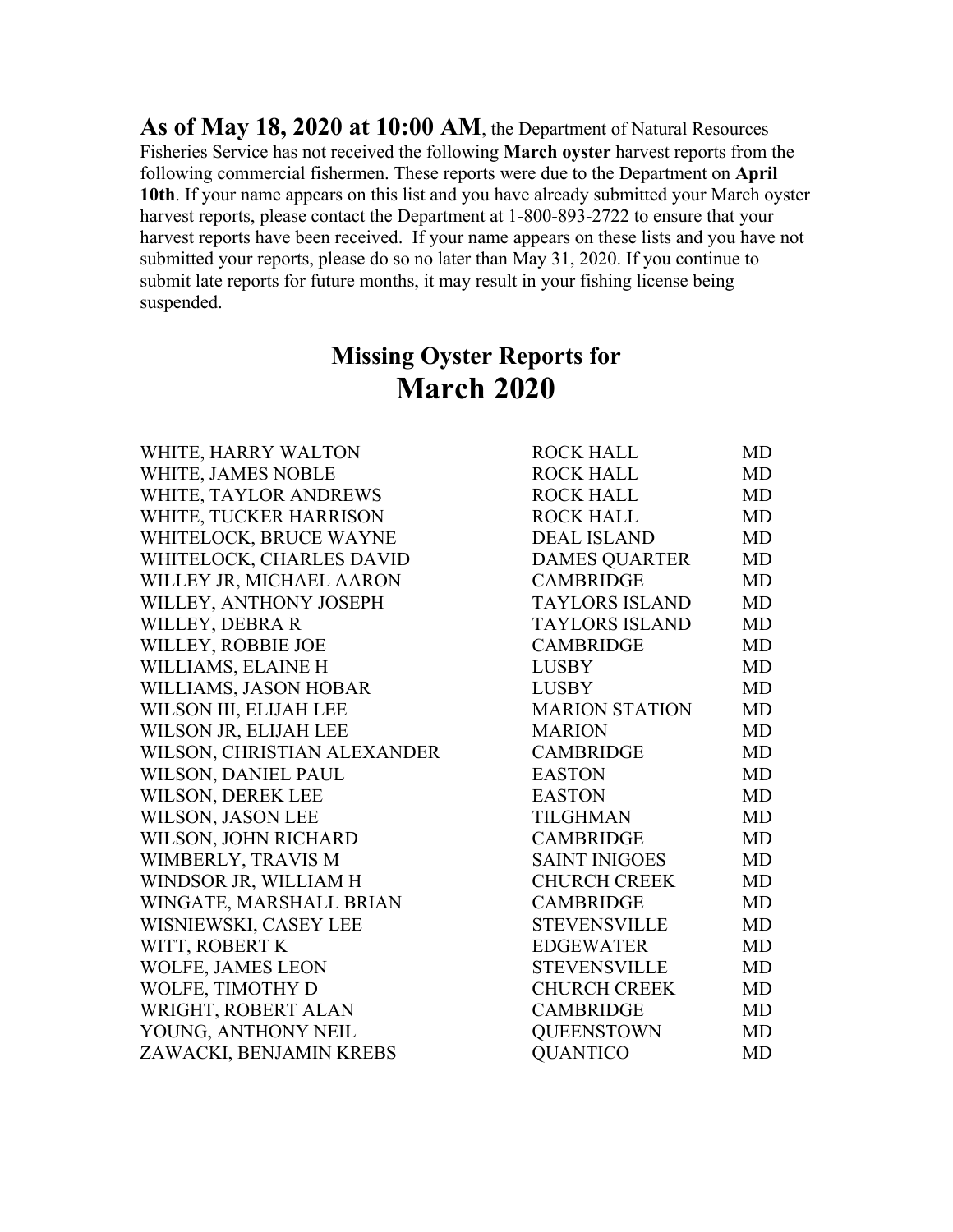**As of May 18, 2020 at 10:00 AM**, the Department of Natural Resources Fisheries Service has not received the following **March oyster** harvest reports from the following commercial fishermen. These reports were due to the Department on **April 10th**. If your name appears on this list and you have already submitted your March oyster harvest reports, please contact the Department at 1-800-893-2722 to ensure that your harvest reports have been received. If your name appears on these lists and you have not submitted your reports, please do so no later than May 31, 2020. If you continue to submit late reports for future months, it may result in your fishing license being suspended.

## Missing Oyster Reports for
# March 2020

| | | |
|---|---|---|
| WHITE, HARRY WALTON | ROCK HALL | MD |
| WHITE, JAMES NOBLE | ROCK HALL | MD |
| WHITE, TAYLOR ANDREWS | ROCK HALL | MD |
| WHITE, TUCKER HARRISON | ROCK HALL | MD |
| WHITELOCK, BRUCE WAYNE | DEAL ISLAND | MD |
| WHITELOCK, CHARLES DAVID | DAMES QUARTER | MD |
| WILLEY JR, MICHAEL AARON | CAMBRIDGE | MD |
| WILLEY, ANTHONY JOSEPH | TAYLORS ISLAND | MD |
| WILLEY, DEBRA R | TAYLORS ISLAND | MD |
| WILLEY, ROBBIE JOE | CAMBRIDGE | MD |
| WILLIAMS, ELAINE H | LUSBY | MD |
| WILLIAMS, JASON HOBAR | LUSBY | MD |
| WILSON III, ELIJAH LEE | MARION STATION | MD |
| WILSON JR, ELIJAH LEE | MARION | MD |
| WILSON, CHRISTIAN ALEXANDER | CAMBRIDGE | MD |
| WILSON, DANIEL PAUL | EASTON | MD |
| WILSON, DEREK LEE | EASTON | MD |
| WILSON, JASON LEE | TILGHMAN | MD |
| WILSON, JOHN RICHARD | CAMBRIDGE | MD |
| WIMBERLY, TRAVIS M | SAINT INIGOES | MD |
| WINDSOR JR, WILLIAM H | CHURCH CREEK | MD |
| WINGATE, MARSHALL BRIAN | CAMBRIDGE | MD |
| WISNIEWSKI, CASEY LEE | STEVENSVILLE | MD |
| WITT, ROBERT K | EDGEWATER | MD |
| WOLFE, JAMES LEON | STEVENSVILLE | MD |
| WOLFE, TIMOTHY D | CHURCH CREEK | MD |
| WRIGHT, ROBERT ALAN | CAMBRIDGE | MD |
| YOUNG, ANTHONY NEIL | QUEENSTOWN | MD |
| ZAWACKI, BENJAMIN KREBS | QUANTICO | MD |